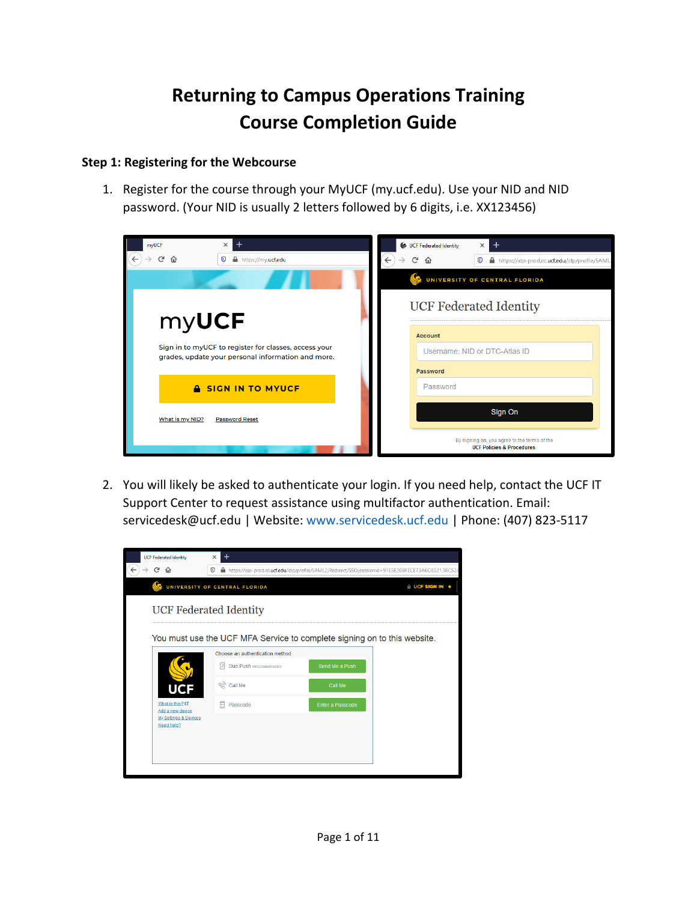# Returning to Campus Operations Training
# Course Completion Guide

## Step 1: Registering for the Webcourse

1. Register for the course through your MyUCF (my.ucf.edu). Use your NID and NID password. (Your NID is usually 2 letters followed by 6 digits, i.e. XX123456)

2. You will likely be asked to authenticate your login. If you need help, contact the UCF IT Support Center to request assistance using multifactor authentication. Email: servicedesk@ucf.edu | Website: www.servicedesk.ucf.edu | Phone: (407) 823-5117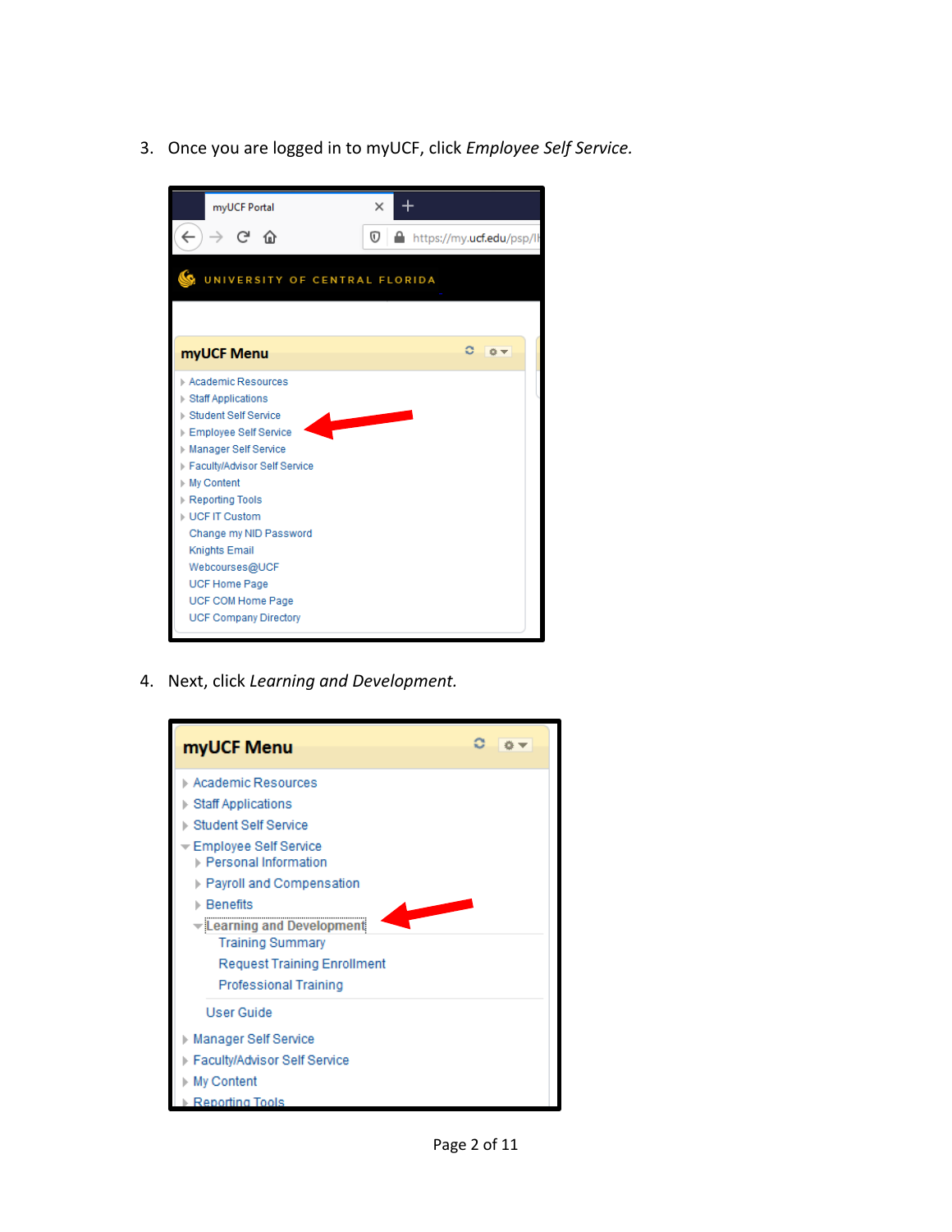3. Once you are logged in to myUCF, click *Employee Self Service.*

4. Next, click *Learning and Development.*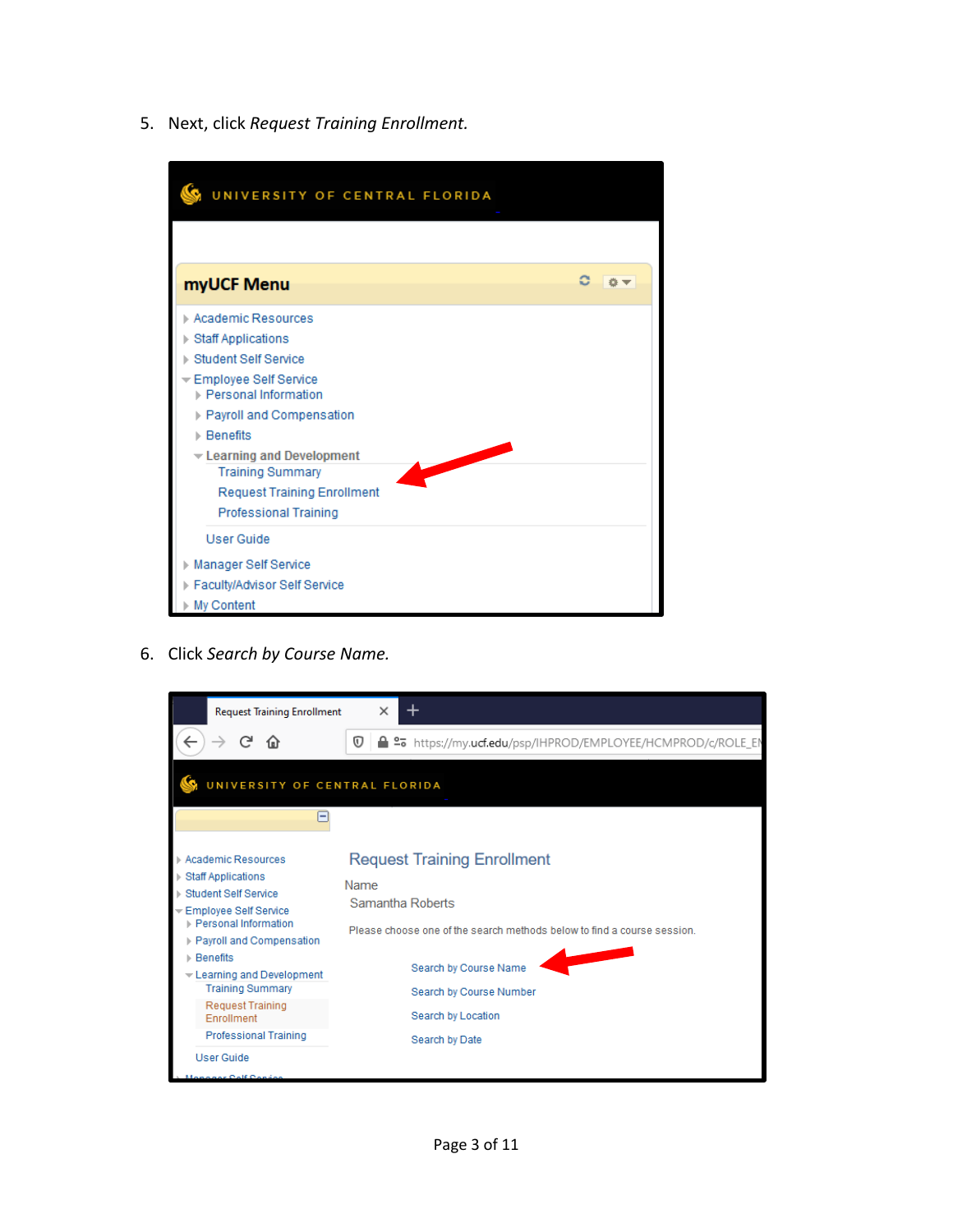5. Next, click *Request Training Enrollment.*

6. Click *Search by Course Name.*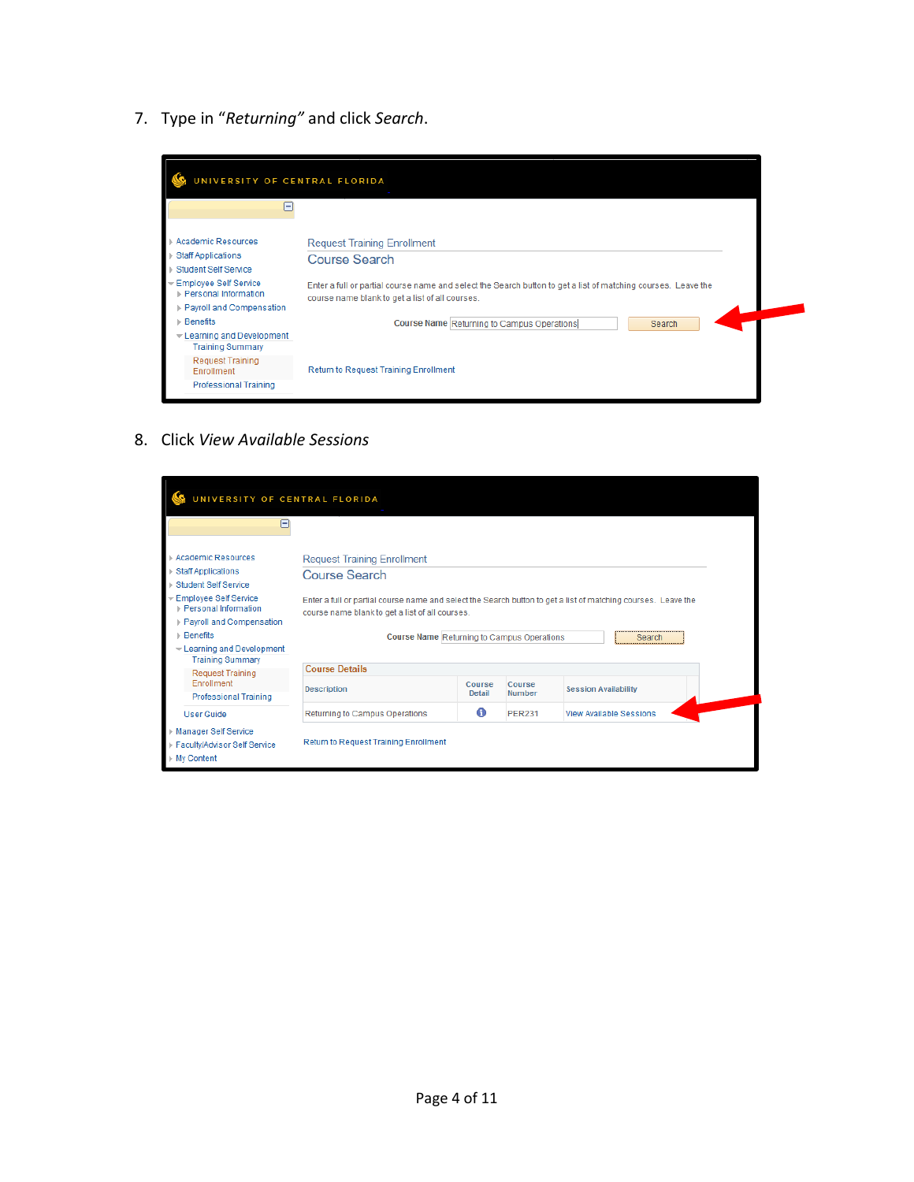7. Type in “*Returning”* and click *Search*.

8. Click *View Available Sessions*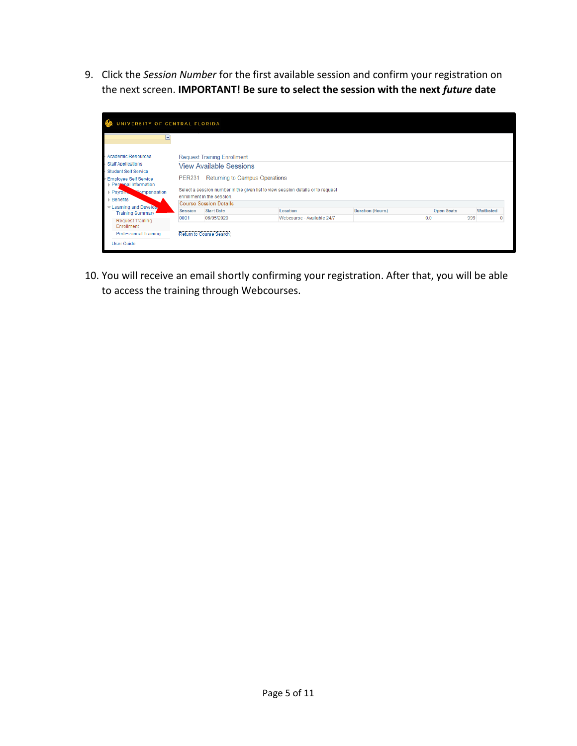9. Click the *Session Number* for the first available session and confirm your registration on the next screen. **IMPORTANT! Be sure to select the session with the next *future* date**

10. You will receive an email shortly confirming your registration. After that, you will be able to access the training through Webcourses.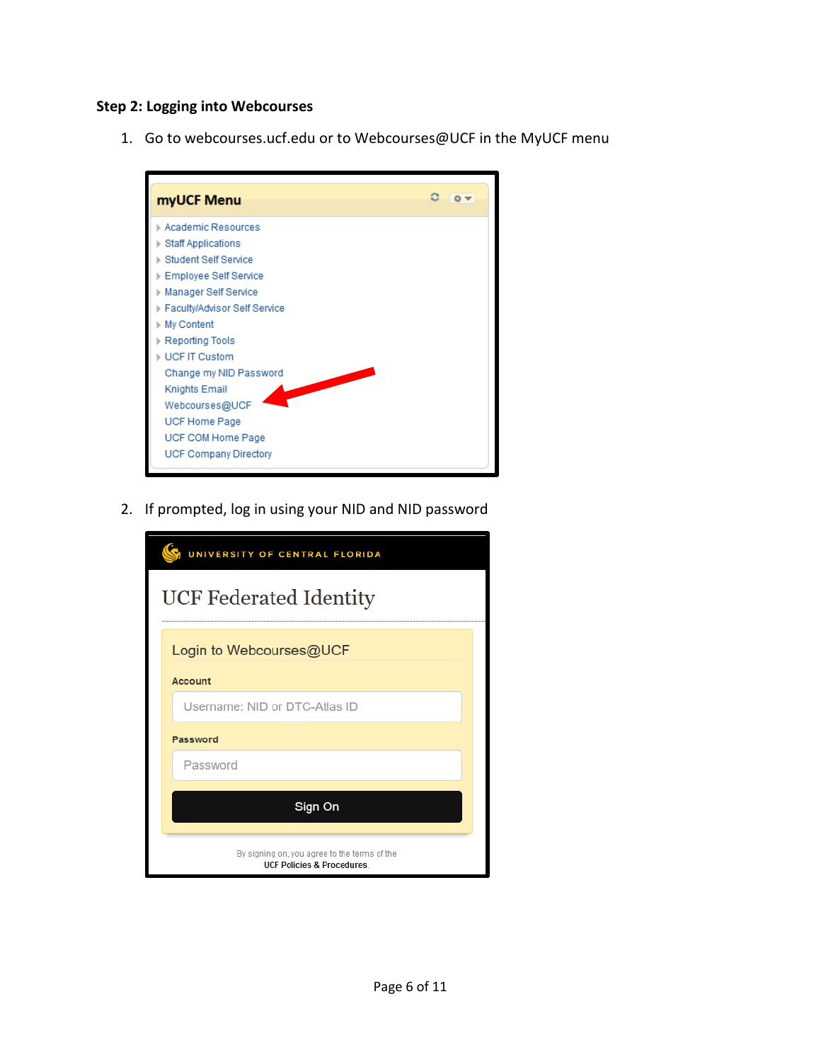**Step 2: Logging into Webcourses**

1. Go to webcourses.ucf.edu or to Webcourses@UCF in the MyUCF menu

2. If prompted, log in using your NID and NID password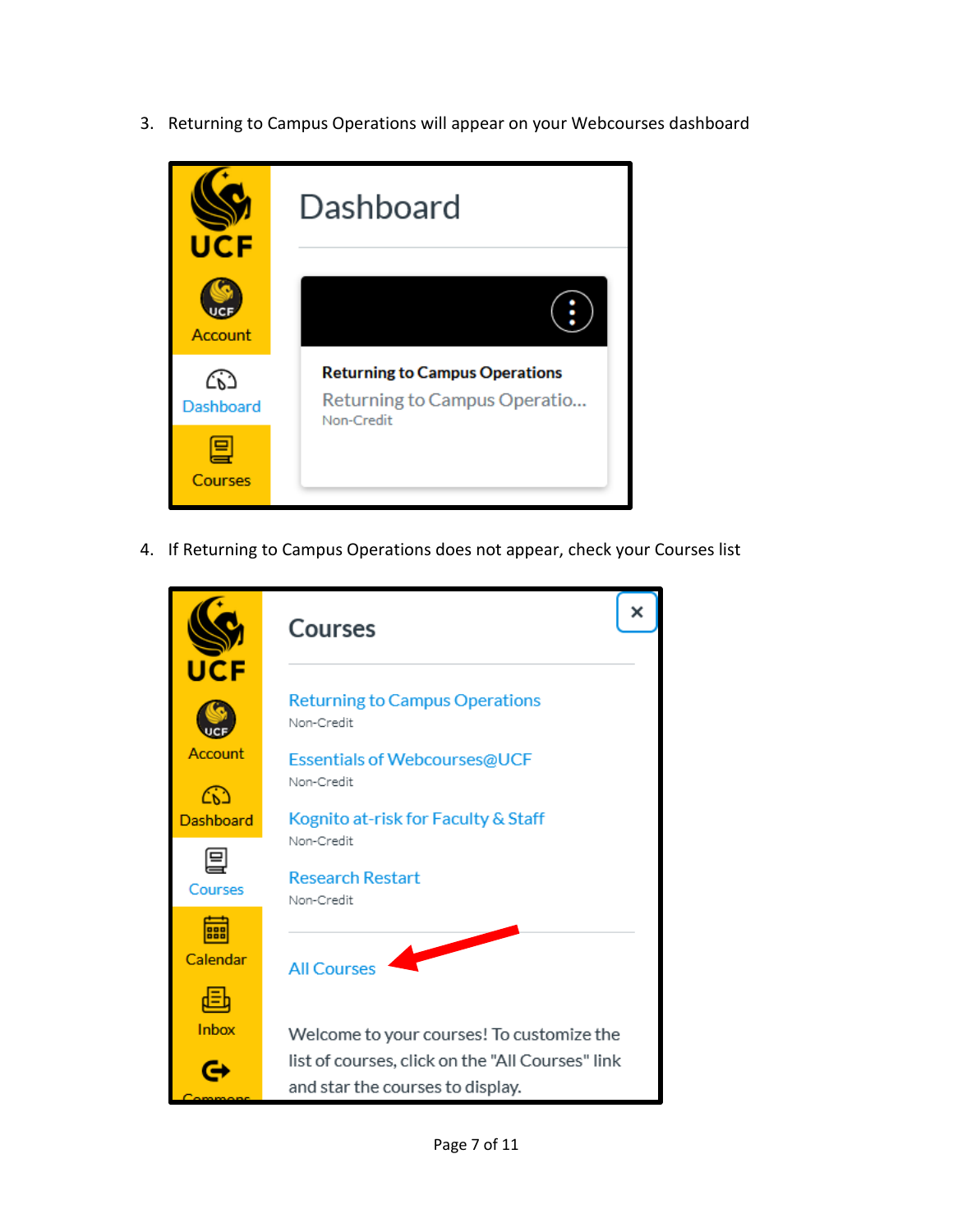3. Returning to Campus Operations will appear on your Webcourses dashboard

4. If Returning to Campus Operations does not appear, check your Courses list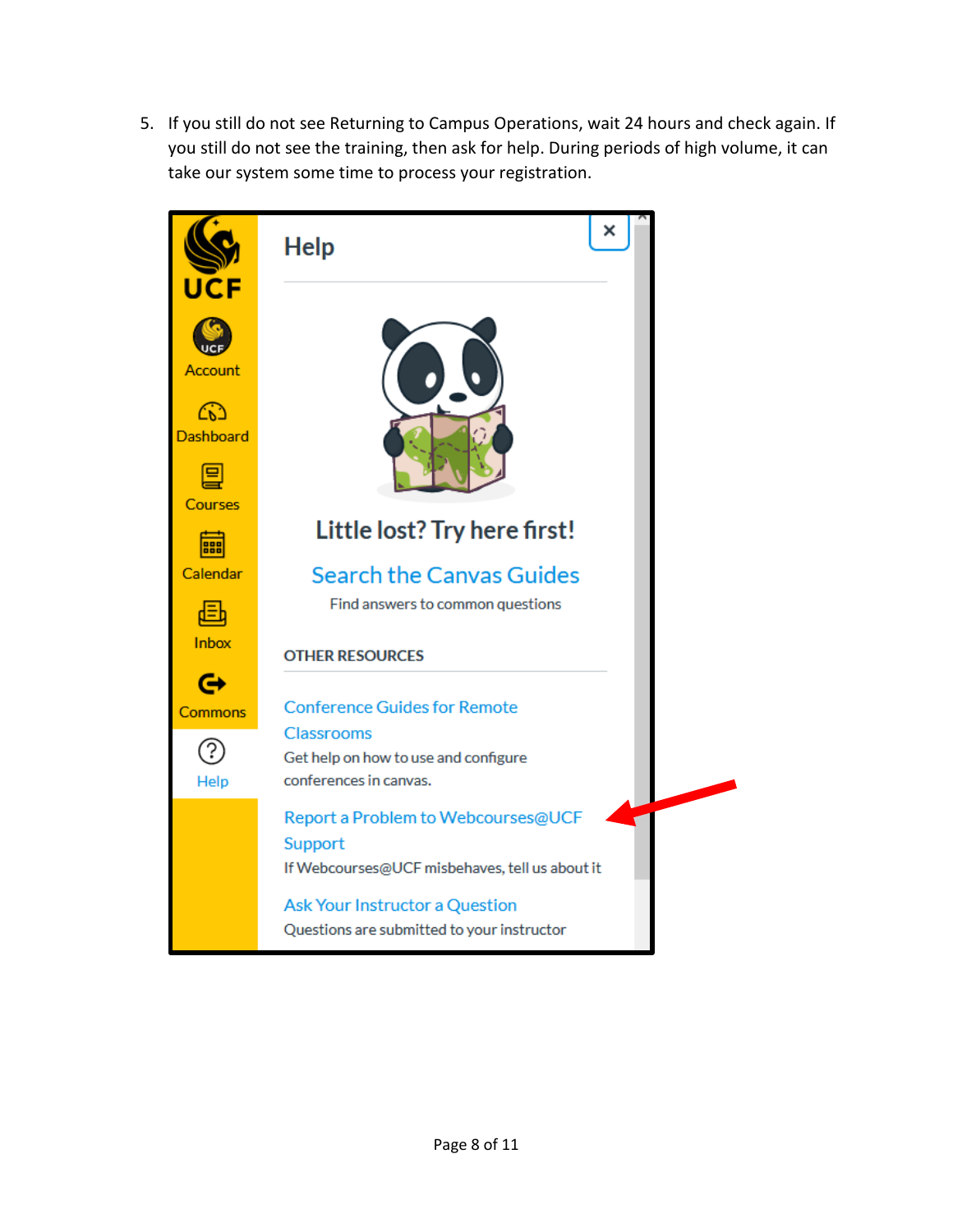5. If you still do not see Returning to Campus Operations, wait 24 hours and check again. If you still do not see the training, then ask for help. During periods of high volume, it can take our system some time to process your registration.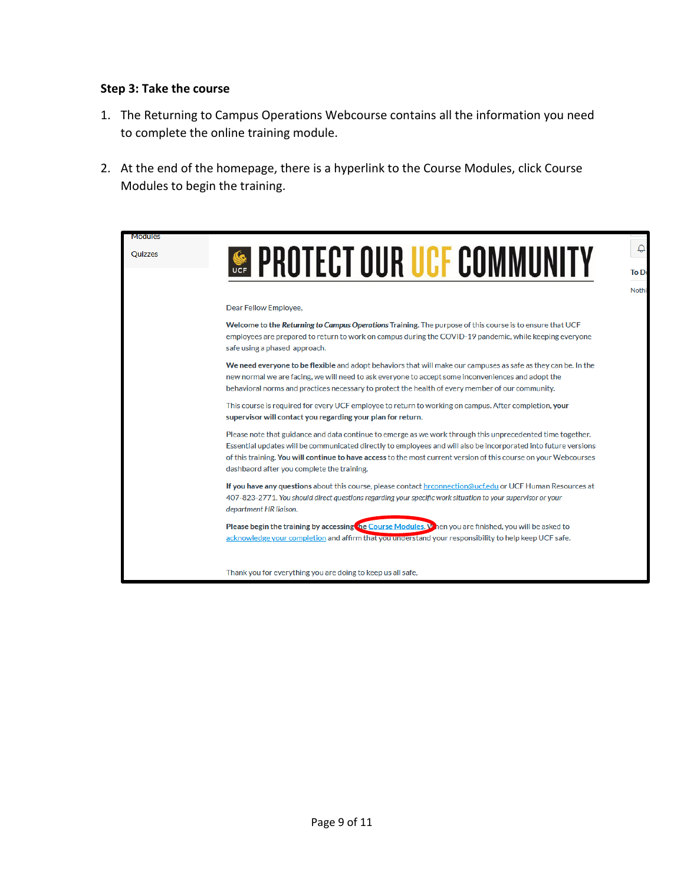**Step 3: Take the course**

1. The Returning to Campus Operations Webcourse contains all the information you need to complete the online training module.

2. At the end of the homepage, there is a hyperlink to the Course Modules, click Course Modules to begin the training.

Modules

Quizzes

PROTECT OUR UCF COMMUNITY

Dear Fellow Employee,

**Welcome to the *Returning to Campus Operations*** Training. The purpose of this course is to ensure that UCF employees are prepared to return to work on campus during the COVID-19 pandemic, while keeping everyone safe using a phased approach.

**We need everyone to be flexible** and adopt behaviors that will make our campuses as safe as they can be. In the new normal we are facing, we will need to ask everyone to accept some inconveniences and adopt the behavioral norms and practices necessary to protect the health of every member of our community.

This course is required for every UCF employee to return to working on campus. After completion, **your supervisor will contact you regarding your plan for return.**

Please note that guidance and data continue to emerge as we work through this unprecedented time together. Essential updates will be communicated directly to employees and will also be incorporated into future versions of this training. **You will continue to have access** to the most current version of this course on your Webcourses dashboard after you complete the training.

**If you have any questions** about this course, please contact hrconnection@ucf.edu or UCF Human Resources at 407-823-2771. *You should direct questions regarding your specific work situation to your supervisor or your department HR liaison.*

**Please begin the training by accessing** the Course Modules. When you are finished, you will be asked to acknowledge your completion and affirm that you understand your responsibility to help keep UCF safe.

Thank you for everything you are doing to keep us all safe.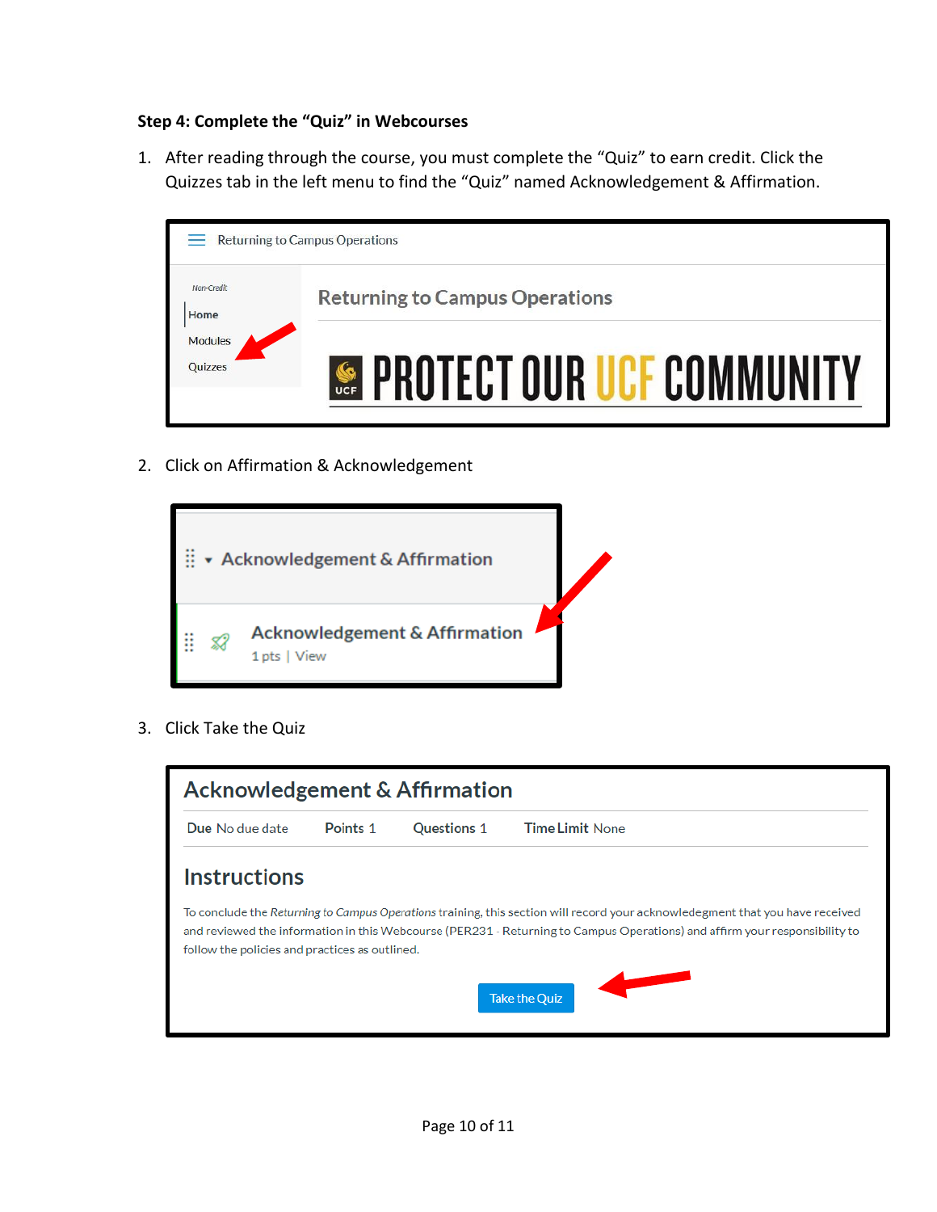**Step 4: Complete the "Quiz" in Webcourses**

1. After reading through the course, you must complete the "Quiz" to earn credit. Click the Quizzes tab in the left menu to find the "Quiz" named Acknowledgement & Affirmation.

2. Click on Affirmation & Acknowledgement

3. Click Take the Quiz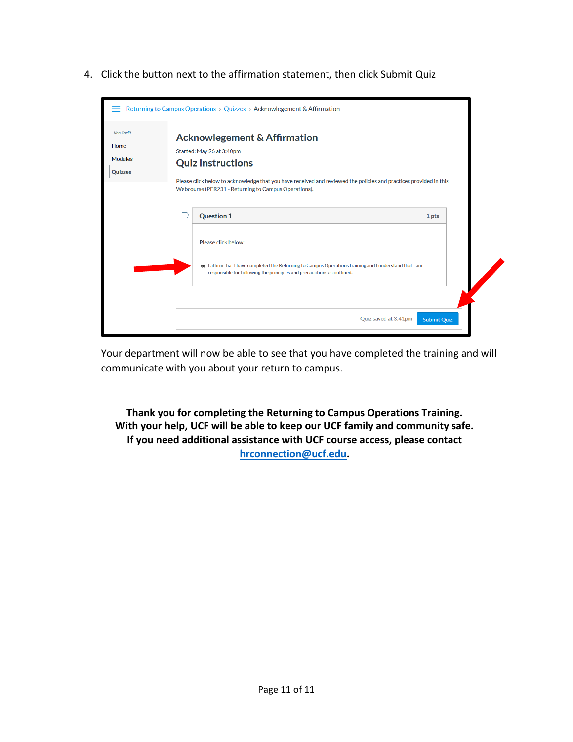4. Click the button next to the affirmation statement, then click Submit Quiz

Your department will now be able to see that you have completed the training and will communicate with you about your return to campus.

**Thank you for completing the Returning to Campus Operations Training.**
**With your help, UCF will be able to keep our UCF family and community safe.**
**If you need additional assistance with UCF course access, please contact [hrconnection@ucf.edu](mailto:hrconnection@ucf.edu).**